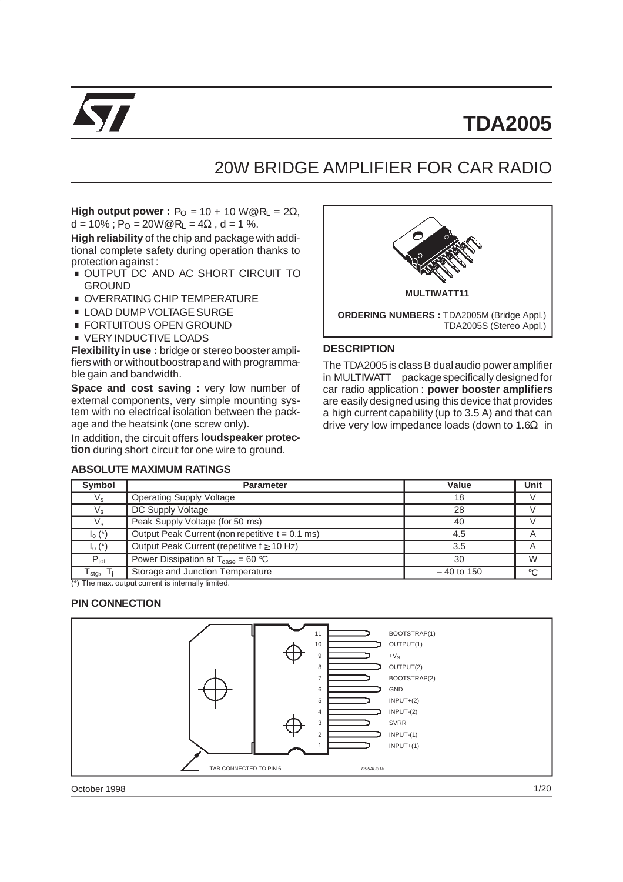# TDA2005

## 20W BRIDGE AMPLIFIER FOR CAR RADIO

**High output power :** $P_O$ = 10 + 10 W@$R_L$ = 2Ω, d = 10% ; $P_O$ = 20W@$R_L$ = 4Ω , d = 1 %.

**High reliability** of the chip and package with additional complete safety during operation thanks to protection against :

- OUTPUT DC AND AC SHORT CIRCUIT TO GROUND
- OVERRATING CHIP TEMPERATURE
- LOAD DUMP VOLTAGE SURGE
- FORTUITOUS OPEN GROUND
- VERY INDUCTIVE LOADS

**Flexibility in use :** bridge or stereo booster amplifiers with or without boostrap and with programmable gain and bandwidth.

**Space and cost saving :** very low number of external components, very simple mounting system with no electrical isolation between the package and the heatsink (one screw only).

In addition, the circuit offers **loudspeaker protection** during short circuit for one wire to ground.

**MULTIWATT11**

**ORDERING NUMBERS :** TDA2005M (Bridge Appl.) TDA2005S (Stereo Appl.)

### DESCRIPTION

The TDA2005 is class B dual audio power amplifier in MULTIWATT package specifically designed for car radio application : **power booster amplifiers** are easily designed using this device that provides a high current capability (up to 3.5 A) and that can drive very low impedance loads (down to 1.6Ω in

### ABSOLUTE MAXIMUM RATINGS

| Symbol | Parameter | Value | Unit |
|---|---|---|---|
| $V_s$ | Operating Supply Voltage | 18 | V |
| $V_s$ | DC Supply Voltage | 28 | V |
| $V_s$ | Peak Supply Voltage (for 50 ms) | 40 | V |
| $I_o$ (*) | Output Peak Current (non repetitive t = 0.1 ms) | 4.5 | A |
| $I_o$ (*) | Output Peak Current (repetitive f ≥ 10 Hz) | 3.5 | A |
| $P_{tot}$ | Power Dissipation at $T_{case}$ = 60 °C | 30 | W |
| $T_{stg}$, $T_j$ | Storage and Junction Temperature | – 40 to 150 | °C |

(*) The max. output current is internally limited.

### PIN CONNECTION

| Pin | Function |
|---|---|
| 11 | BOOTSTRAP(1) |
| 10 | OUTPUT(1) |
| 9 | $+V_S$ |
| 8 | OUTPUT(2) |
| 7 | BOOTSTRAP(2) |
| 6 | GND |
| 5 | INPUT+(2) |
| 4 | INPUT-(2) |
| 3 | SVRR |
| 2 | INPUT-(1) |
| 1 | INPUT+(1) |

TAB CONNECTED TO PIN 6

D95AU318

October 1998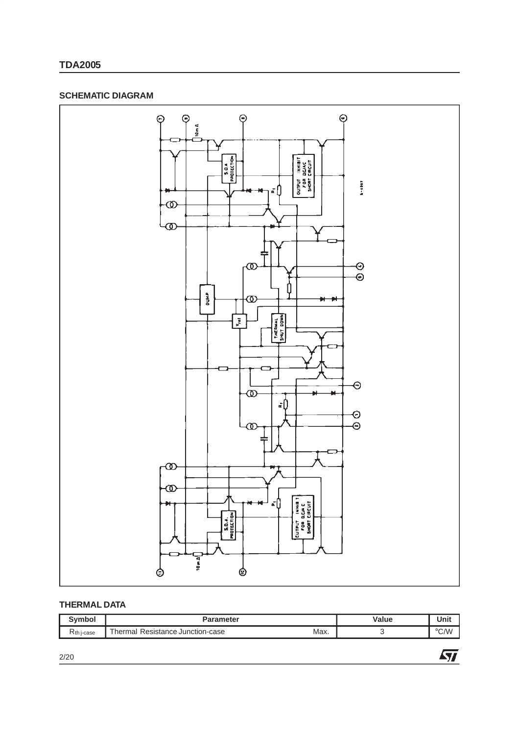## SCHEMATIC DIAGRAM

## THERMAL DATA

| Symbol | Parameter | | Value | Unit |
|---|---|---|---|---|
| $R_{th\ j\text{-}case}$ | Thermal Resistance Junction-case | Max. | 3 | °C/W |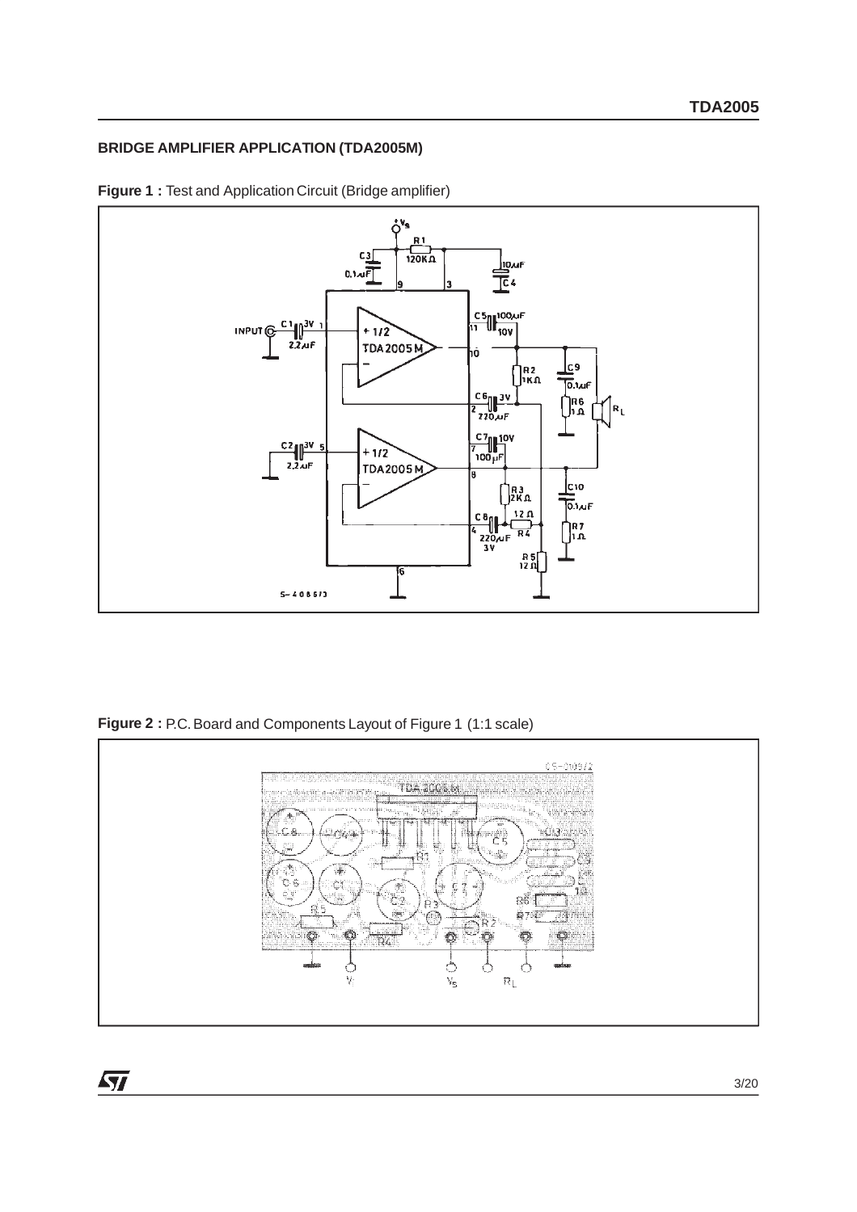## BRIDGE AMPLIFIER APPLICATION (TDA2005M)

**Figure 1 :** Test and Application Circuit (Bridge amplifier)

**Figure 2 :** P.C. Board and Components Layout of Figure 1 (1:1 scale)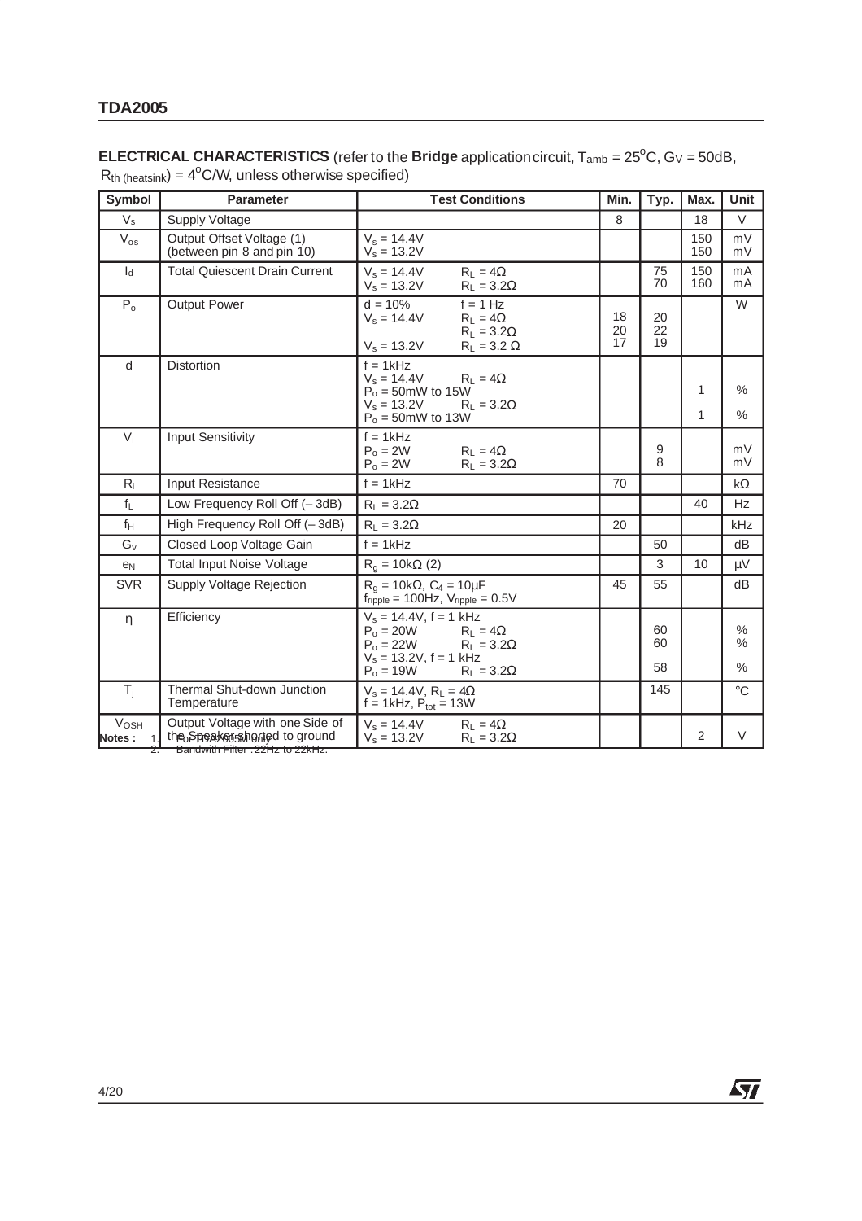**ELECTRICAL CHARACTERISTICS** (refer to the **Bridge** application circuit, $T_{amb} = 25^oC$, $G_V = 50dB$, $R_{th\ (heatsink)} = 4^oC/W$, unless otherwise specified)

| Symbol | Parameter | Test Conditions | Min. | Typ. | Max. | Unit |
|---|---|---|---|---|---|---|
| $V_s$ | Supply Voltage | | 8 | | 18 | V |
| $V_{os}$ | Output Offset Voltage (1) (between pin 8 and pin 10) | $V_s = 14.4V$<br>$V_s = 13.2V$ | | | 150<br>150 | mV<br>mV |
| $I_d$ | Total Quiescent Drain Current | $V_s = 14.4V$ $R_L = 4\Omega$<br>$V_s = 13.2V$ $R_L = 3.2\Omega$ | | 75<br>70 | 150<br>160 | mA<br>mA |
| $P_o$ | Output Power | $d = 10\%$ $f = 1$ Hz<br>$V_s = 14.4V$ $R_L = 4\Omega$<br>$R_L = 3.2\Omega$<br>$V_s = 13.2V$ $R_L = 3.2\ \Omega$ | 18<br>20<br>17 | 20<br>22<br>19 | | W |
| d | Distortion | $f = 1kHz$<br>$V_s = 14.4V$ $R_L = 4\Omega$<br>$P_o = 50mW$ to 15W<br>$V_s = 13.2V$ $R_L = 3.2\Omega$<br>$P_o = 50mW$ to 13W | | | 1<br>1 | %<br>% |
| $V_i$ | Input Sensitivity | $f = 1kHz$<br>$P_o = 2W$ $R_L = 4\Omega$<br>$P_o = 2W$ $R_L = 3.2\Omega$ | | 9<br>8 | | mV<br>mV |
| $R_i$ | Input Resistance | $f = 1kHz$ | 70 | | | kΩ |
| $f_L$ | Low Frequency Roll Off (– 3dB) | $R_L = 3.2\Omega$ | | | 40 | Hz |
| $f_H$ | High Frequency Roll Off (– 3dB) | $R_L = 3.2\Omega$ | 20 | | | kHz |
| $G_v$ | Closed Loop Voltage Gain | $f = 1kHz$ | | 50 | | dB |
| $e_N$ | Total Input Noise Voltage | $R_g = 10k\Omega$ (2) | | 3 | 10 | µV |
| SVR | Supply Voltage Rejection | $R_g = 10k\Omega$, $C_4 = 10\mu F$<br>$f_{ripple} = 100Hz$, $V_{ripple} = 0.5V$ | 45 | 55 | | dB |
| η | Efficiency | $V_s = 14.4V$, $f = 1$ kHz<br>$P_o = 20W$ $R_L = 4\Omega$<br>$P_o = 22W$ $R_L = 3.2\Omega$<br>$V_s = 13.2V$, $f = 1$ kHz<br>$P_o = 19W$ $R_L = 3.2\Omega$ | | 60<br>60<br>58 | | %<br>%<br>% |
| $T_j$ | Thermal Shut-down Junction Temperature | $V_s = 14.4V$, $R_L = 4\Omega$<br>$f = 1kHz$, $P_{tot} = 13W$ | | 145 | | °C |
| $V_{OSH}$ | Output Voltage with one Side of the Speaker shorted to ground | $V_s = 14.4V$ $R_L = 4\Omega$<br>$V_s = 13.2V$ $R_L = 3.2\Omega$ | | | 2 | V |

**Notes :**
1. For TDA2005M only
2. Bandwith Filter : 22Hz to 22kHz.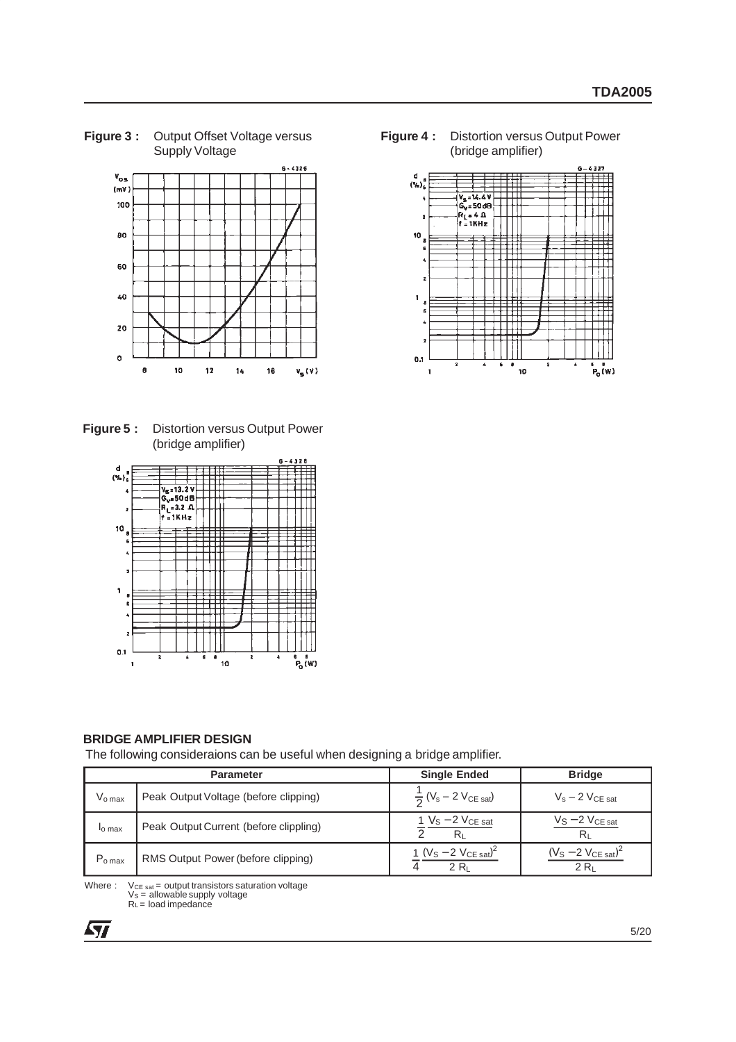**Figure 3 :** Output Offset Voltage versus Supply Voltage

**Figure 4 :** Distortion versus Output Power (bridge amplifier)

**Figure 5 :** Distortion versus Output Power (bridge amplifier)

### BRIDGE AMPLIFIER DESIGN

The following consideraions can be useful when designing a bridge amplifier.

| | Parameter | Single Ended | Bridge |
|---|---|---|---|
| $V_{o\,max}$ | Peak Output Voltage (before clipping) | $\frac{1}{2}(V_s - 2\,V_{CE\,sat})$ | $V_s - 2\,V_{CE\,sat}$ |
| $I_{o\,max}$ | Peak Output Current (before clipping) | $\frac{1}{2}\frac{V_S - 2\,V_{CE\,sat}}{R_L}$ | $\frac{V_S - 2\,V_{CE\,sat}}{R_L}$ |
| $P_{o\,max}$ | RMS Output Power (before clipping) | $\frac{1}{4}\frac{(V_S - 2\,V_{CE\,sat})^2}{2\,R_L}$ | $\frac{(V_S - 2\,V_{CE\,sat})^2}{2\,R_L}$ |

Where : $V_{CE\,sat}$ = output transistors saturation voltage
$V_S$ = allowable supply voltage
$R_L$ = load impedance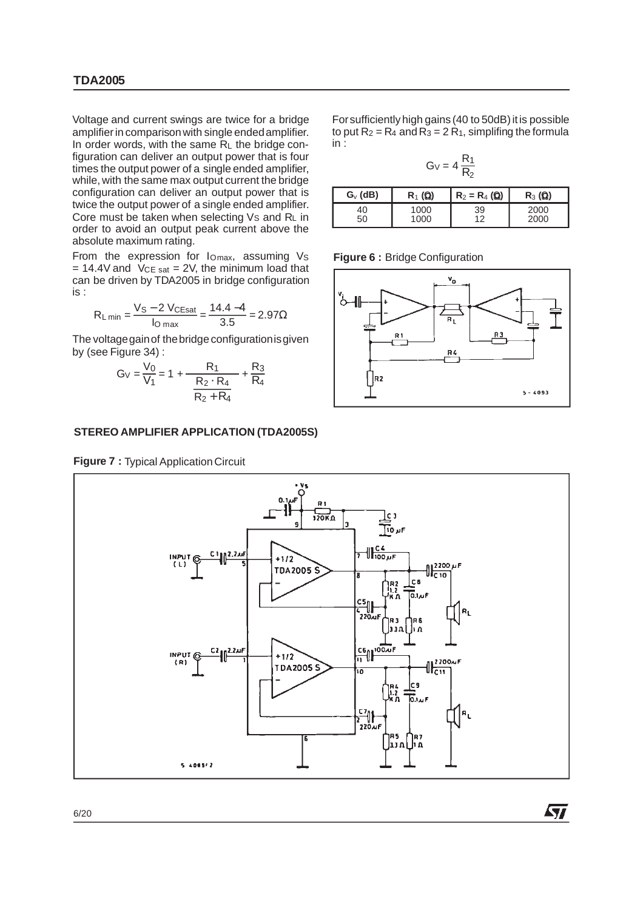Voltage and current swings are twice for a bridge amplifier in comparison with single ended amplifier. In order words, with the same $R_L$ the bridge configuration can deliver an output power that is four times the output power of a single ended amplifier, while, with the same max output current the bridge configuration can deliver an output power that is twice the output power of a single ended amplifier. Core must be taken when selecting $V_S$ and $R_L$ in order to avoid an output peak current above the absolute maximum rating.

From the expression for $I_{Omax}$, assuming $V_S = 14.4V$ and $V_{CE\ sat} = 2V$, the minimum load that can be driven by TDA2005 in bridge configuration is :

$$R_{L\ min} = \frac{V_S - 2\ V_{CEsat}}{I_{O\ max}} = \frac{14.4 - 4}{3.5} = 2.97\Omega$$

The voltage gain of the bridge configuration is given by (see Figure 34) :

$$G_V = \frac{V_0}{V_1} = 1 + \frac{R_1}{\dfrac{R_2 \cdot R_4}{R_2 + R_4}} + \frac{R_3}{R_4}$$

For sufficiently high gains (40 to 50dB) it is possible to put $R_2 = R_4$ and $R_3 = 2\ R_1$, simplifing the formula in :

$$G_V = 4\frac{R_1}{R_2}$$

| $G_V$ (dB) | $R_1$ (Ω) | $R_2 = R_4$ (Ω) | $R_3$ (Ω) |
|---|---|---|---|
| 40 | 1000 | 39 | 2000 |
| 50 | 1000 | 12 | 2000 |

**Figure 6 :** Bridge Configuration

### STEREO AMPLIFIER APPLICATION (TDA2005S)

**Figure 7 :** Typical Application Circuit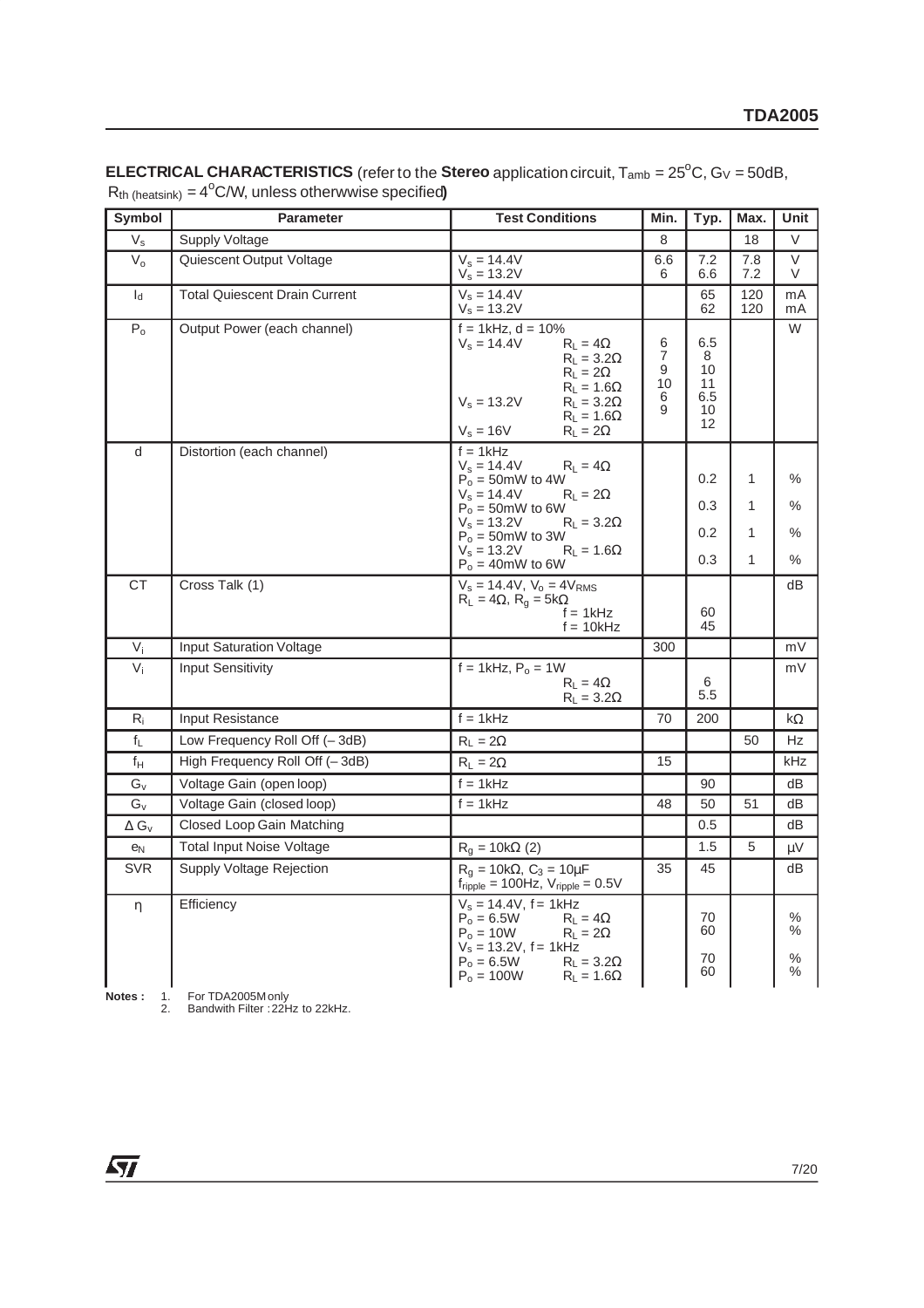**ELECTRICAL CHARACTERISTICS** (refer to the **Stereo** application circuit, $T_{amb} = 25^oC$, $G_V = 50dB$, $R_{th\ (heatsink)} = 4^oC/W$, unless otherwwise specified**)**

| Symbol | Parameter | Test Conditions | Min. | Typ. | Max. | Unit |
|---|---|---|---|---|---|---|
| $V_s$ | Supply Voltage | | 8 | | 18 | V |
| $V_o$ | Quiescent Output Voltage | $V_s = 14.4V$<br>$V_s = 13.2V$ | 6.6<br>6 | 7.2<br>6.6 | 7.8<br>7.2 | V<br>V |
| $I_d$ | Total Quiescent Drain Current | $V_s = 14.4V$<br>$V_s = 13.2V$ | | 65<br>62 | 120<br>120 | mA<br>mA |
| $P_o$ | Output Power (each channel) | f = 1kHz, d = 10%<br>$V_s = 14.4V$ $R_L = 4\Omega$<br>$R_L = 3.2\Omega$<br>$R_L = 2\Omega$<br>$R_L = 1.6\Omega$<br>$V_s = 13.2V$ $R_L = 3.2\Omega$<br>$R_L = 1.6\Omega$<br>$V_s = 16V$ $R_L = 2\Omega$ | <br>6<br>7<br>9<br>10<br>6<br>9 | <br>6.5<br>8<br>10<br>11<br>6.5<br>10<br>12 | | W |
| d | Distortion (each channel) | f = 1kHz<br>$V_s = 14.4V$ $R_L = 4\Omega$<br>$P_o$ = 50mW to 4W<br>$V_s = 14.4V$ $R_L = 2\Omega$<br>$P_o$ = 50mW to 6W<br>$V_s = 13.2V$ $R_L = 3.2\Omega$<br>$P_o$ = 50mW to 3W<br>$V_s = 13.2V$ $R_L = 1.6\Omega$<br>$P_o$ = 40mW to 6W | | 0.2<br>0.3<br>0.2<br>0.3 | 1<br>1<br>1<br>1 | %<br>%<br>%<br>% |
| CT | Cross Talk (1) | $V_s = 14.4V$, $V_o = 4V_{RMS}$<br>$R_L = 4\Omega$, $R_g = 5k\Omega$<br>f = 1kHz<br>f = 10kHz | | <br><br>60<br>45 | | dB |
| $V_i$ | Input Saturation Voltage | | 300 | | | mV |
| $V_i$ | Input Sensitivity | f = 1kHz, $P_o$ = 1W<br>$R_L = 4\Omega$<br>$R_L = 3.2\Omega$ | | <br>6<br>5.5 | | mV |
| $R_i$ | Input Resistance | f = 1kHz | 70 | 200 | | kΩ |
| $f_L$ | Low Frequency Roll Off (– 3dB) | $R_L = 2\Omega$ | | | 50 | Hz |
| $f_H$ | High Frequency Roll Off (– 3dB) | $R_L = 2\Omega$ | 15 | | | kHz |
| $G_v$ | Voltage Gain (open loop) | f = 1kHz | | 90 | | dB |
| $G_v$ | Voltage Gain (closed loop) | f = 1kHz | 48 | 50 | 51 | dB |
| $\Delta G_v$ | Closed Loop Gain Matching | | | 0.5 | | dB |
| $e_N$ | Total Input Noise Voltage | $R_g = 10k\Omega$ (2) | | 1.5 | 5 | µV |
| SVR | Supply Voltage Rejection | $R_g = 10k\Omega$, $C_3 = 10\mu F$<br>$f_{ripple}$ = 100Hz, $V_{ripple}$ = 0.5V | 35 | 45 | | dB |
| η | Efficiency | $V_s = 14.4V$, f = 1kHz<br>$P_o = 6.5W$ $R_L = 4\Omega$<br>$P_o = 10W$ $R_L = 2\Omega$<br>$V_s = 13.2V$, f = 1kHz<br>$P_o = 6.5W$ $R_L = 3.2\Omega$<br>$P_o = 100W$ $R_L = 1.6\Omega$ | | <br>70<br>60<br><br>70<br>60 | | <br>%<br>%<br><br>%<br>% |

**Notes :** 1. For TDA2005M only
2. Bandwith Filter : 22Hz to 22kHz.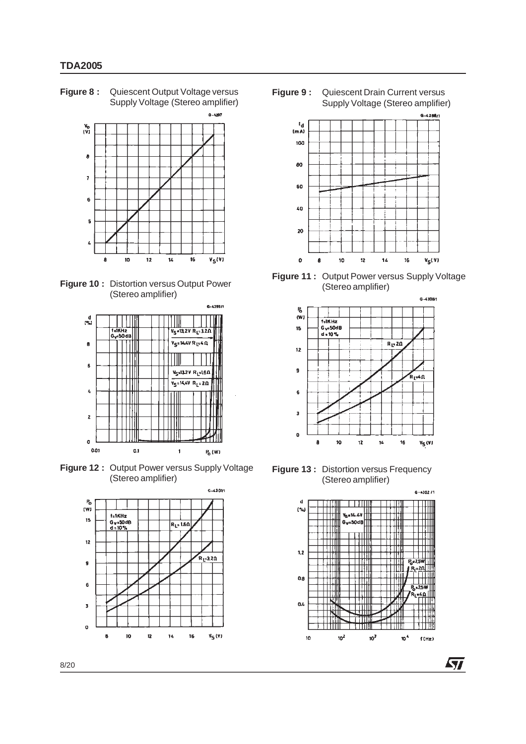**Figure 8 :** Quiescent Output Voltage versus Supply Voltage (Stereo amplifier)

**Figure 9 :** Quiescent Drain Current versus Supply Voltage (Stereo amplifier)

**Figure 10 :** Distortion versus Output Power (Stereo amplifier)

**Figure 11 :** Output Power versus Supply Voltage (Stereo amplifier)

**Figure 12 :** Output Power versus Supply Voltage (Stereo amplifier)

**Figure 13 :** Distortion versus Frequency (Stereo amplifier)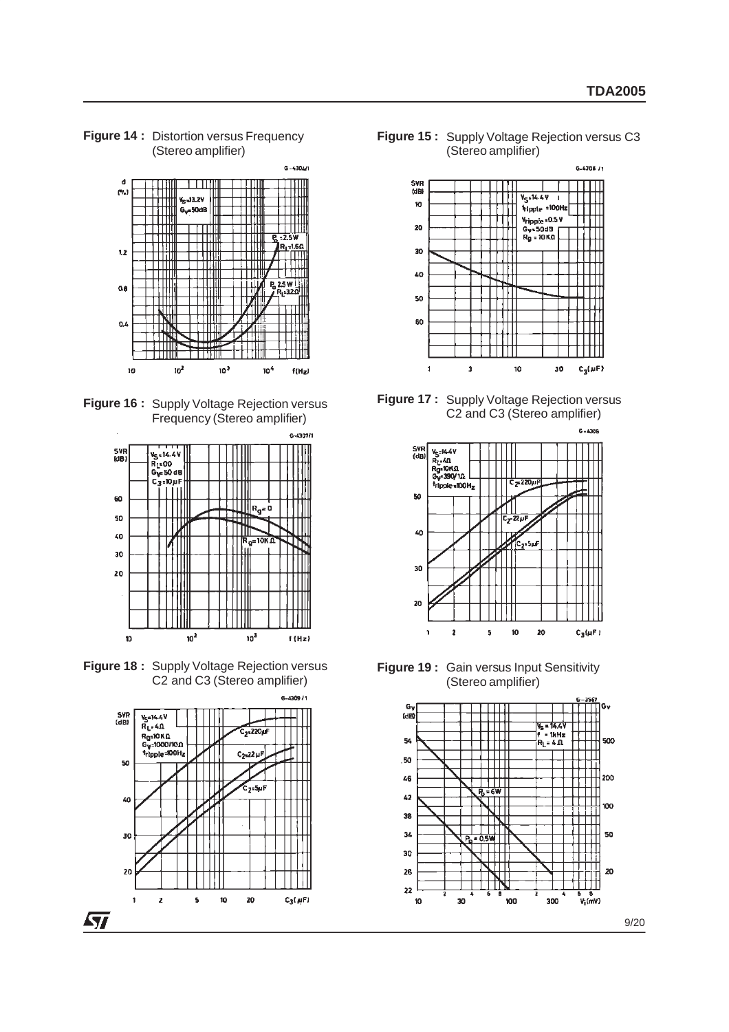**Figure 14 :** Distortion versus Frequency (Stereo amplifier)

**Figure 15 :** Supply Voltage Rejection versus C3 (Stereo amplifier)

**Figure 16 :** Supply Voltage Rejection versus Frequency (Stereo amplifier)

**Figure 17 :** Supply Voltage Rejection versus C2 and C3 (Stereo amplifier)

**Figure 18 :** Supply Voltage Rejection versus C2 and C3 (Stereo amplifier)

**Figure 19 :** Gain versus Input Sensitivity (Stereo amplifier)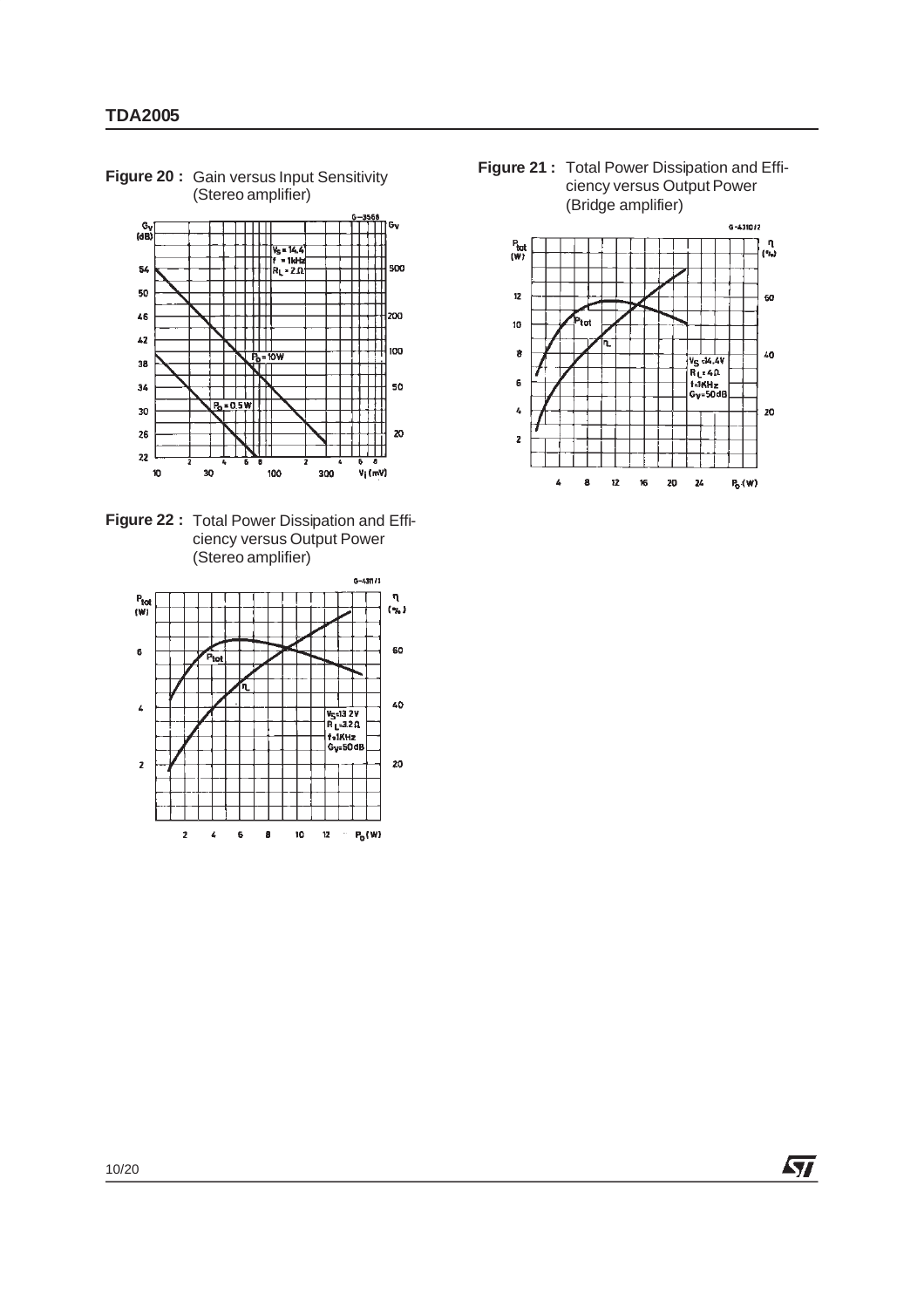**Figure 20 :** Gain versus Input Sensitivity (Stereo amplifier)

**Figure 21 :** Total Power Dissipation and Efficiency versus Output Power (Bridge amplifier)

**Figure 22 :** Total Power Dissipation and Efficiency versus Output Power (Stereo amplifier)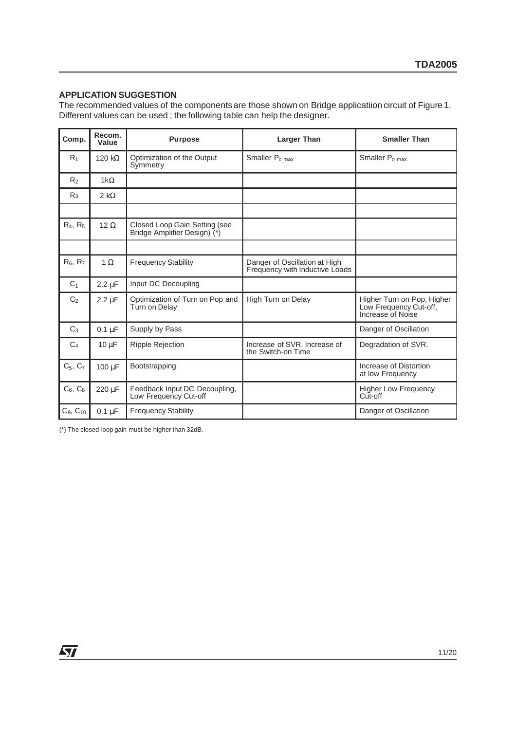## APPLICATION SUGGESTION

The recommended values of the components are those shown on Bridge applicatiion circuit of Figure 1. Different values can be used ; the following table can help the designer.

| Comp. | Recom. Value | Purpose | Larger Than | Smaller Than |
|---|---|---|---|---|
| $R_1$ | 120 kΩ | Optimization of the Output Symmetry | Smaller $P_{o\ max}$ | Smaller $P_{o\ max}$ |
| $R_2$ | 1kΩ | | | |
| $R_3$ | 2 kΩ | | | |
| | | | | |
| $R_4$, $R_5$ | 12 Ω | Closed Loop Gain Setting (see Bridge Amplifier Design) (*) | | |
| | | | | |
| $R_6$, $R_7$ | 1 Ω | Frequency Stability | Danger of Oscillation at High Frequency with Inductive Loads | |
| $C_1$ | 2.2 μF | Input DC Decoupling | | |
| $C_2$ | 2.2 μF | Optimization of Turn on Pop and Turn on Delay | High Turn on Delay | Higher Turn on Pop, Higher Low Frequency Cut-off, Increase of Noise |
| $C_3$ | 0.1 μF | Supply by Pass | | Danger of Oscillation |
| $C_4$ | 10 μF | Ripple Rejection | Increase of SVR, Increase of the Switch-on Time | Degradation of SVR. |
| $C_5$, $C_7$ | 100 μF | Bootstrapping | | Increase of Distortion at low Frequency |
| $C_6$, $C_8$ | 220 μF | Feedback Input DC Decoupling, Low Frequency Cut-off | | Higher Low Frequency Cut-off |
| $C_9$, $C_{10}$ | 0.1 μF | Frequency Stability | | Danger of Oscillation |

(*) The closed loop gain must be higher than 32dB.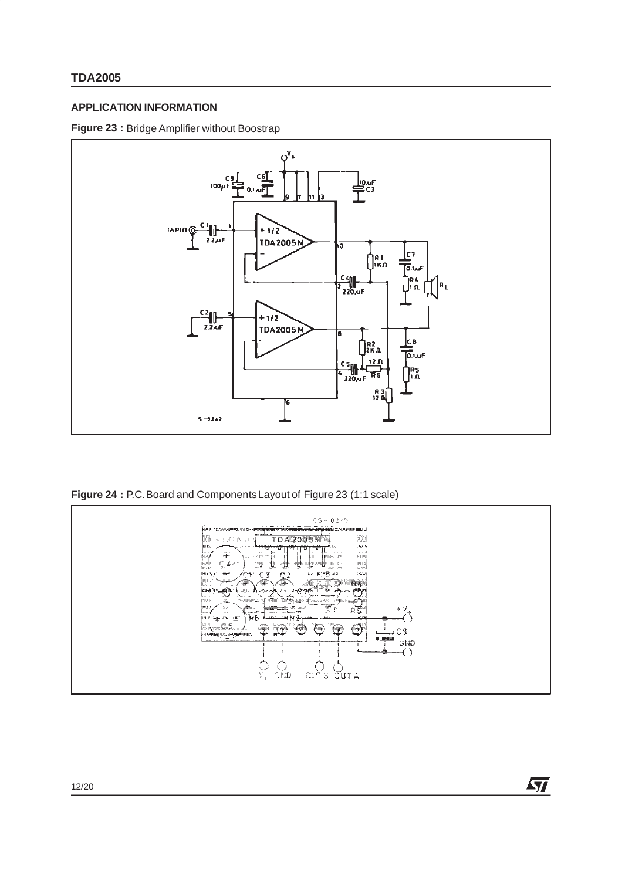## APPLICATION INFORMATION

**Figure 23 :** Bridge Amplifier without Boostrap

**Figure 24 :** P.C. Board and Components Layout of Figure 23 (1:1 scale)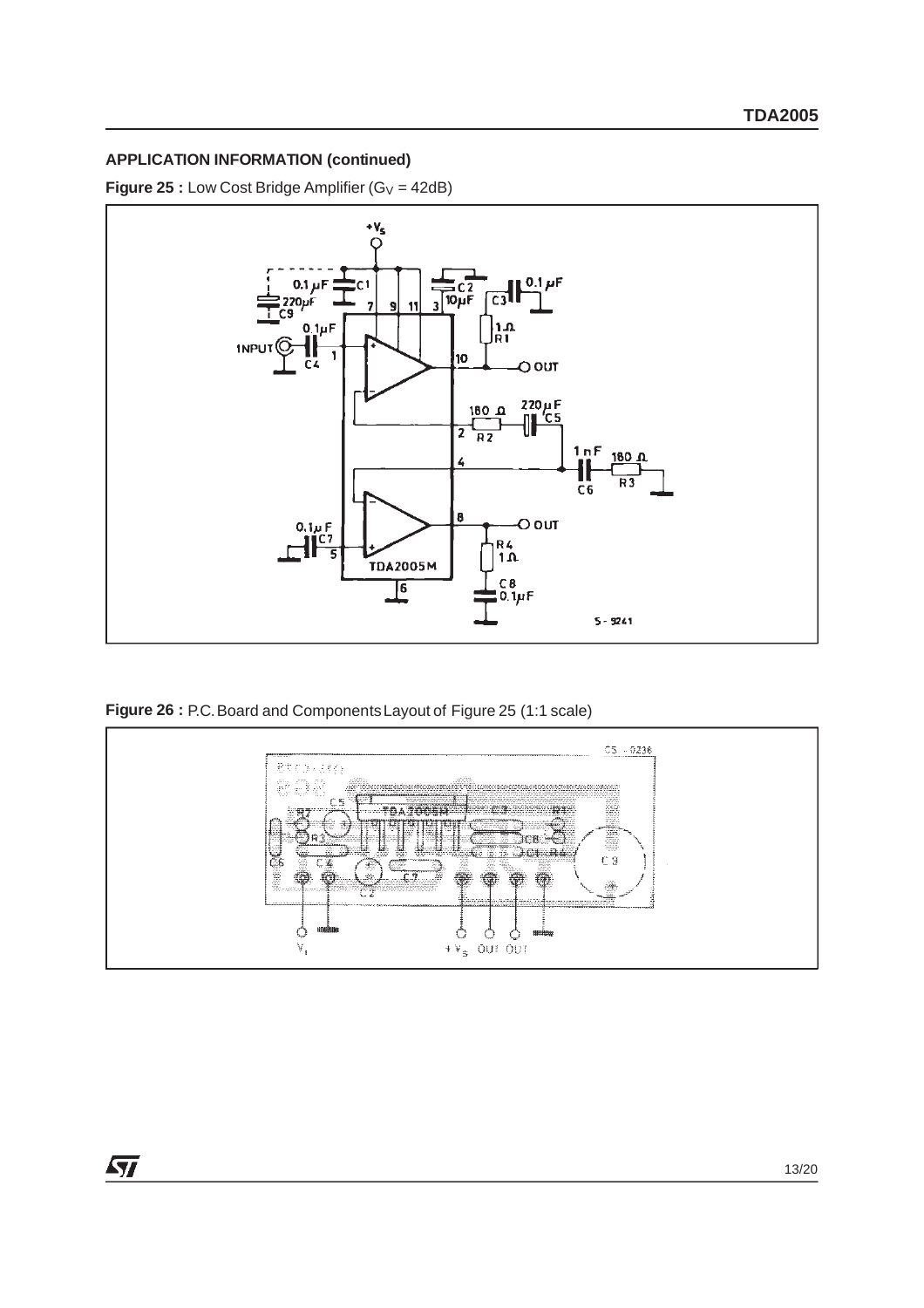## APPLICATION INFORMATION (continued)

**Figure 25 :** Low Cost Bridge Amplifier ($G_V$ = 42dB)

**Figure 26 :** P.C. Board and Components Layout of Figure 25 (1:1 scale)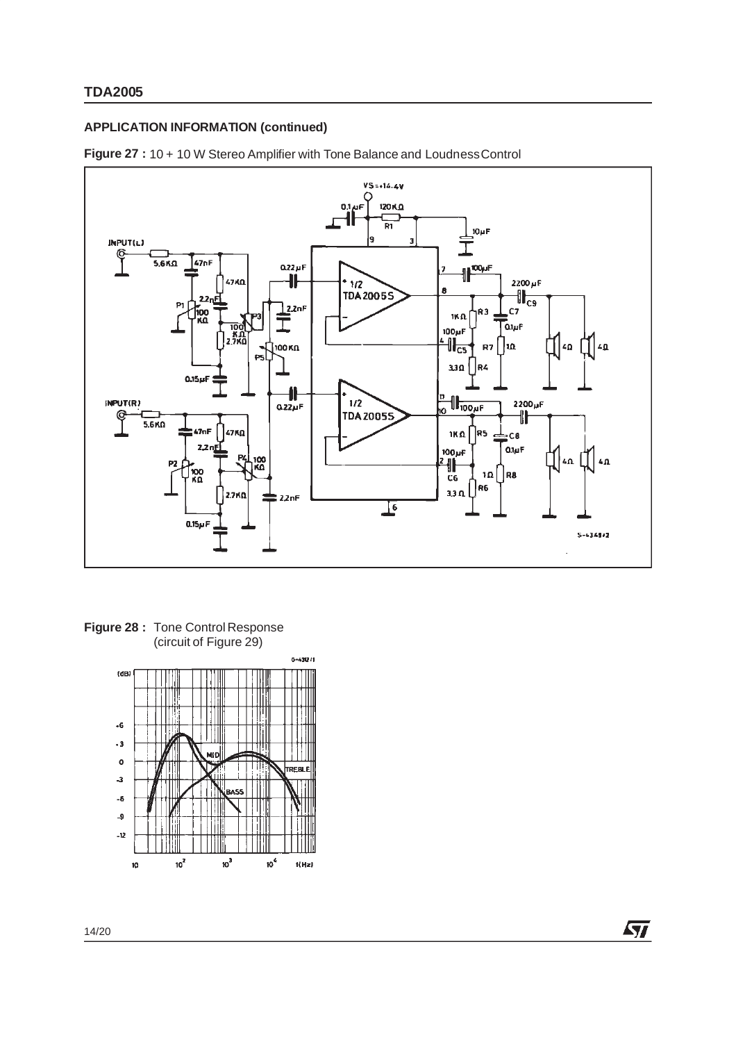## APPLICATION INFORMATION (continued)

**Figure 27 :** 10 + 10 W Stereo Amplifier with Tone Balance and Loudness Control

**Figure 28 :** Tone Control Response (circuit of Figure 29)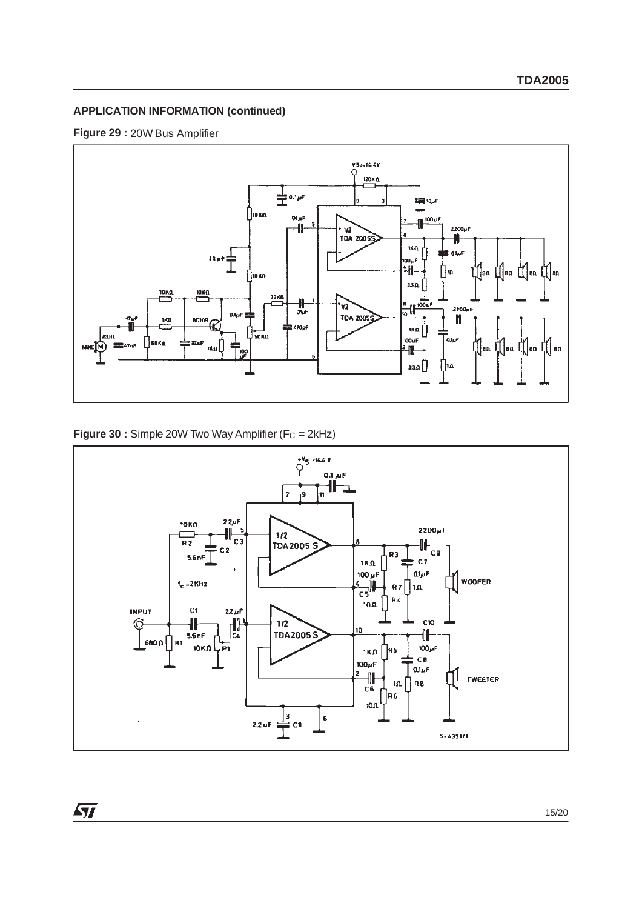## APPLICATION INFORMATION (continued)

**Figure 29 :** 20W Bus Amplifier

**Figure 30 :** Simple 20W Two Way Amplifier ($F_C$ = 2kHz)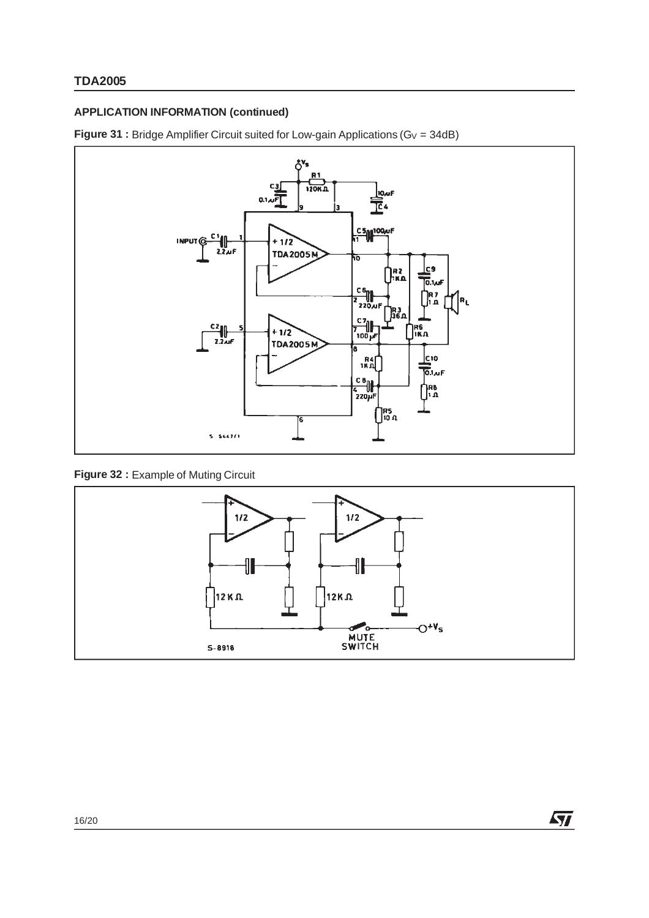## APPLICATION INFORMATION (continued)

**Figure 31 :** Bridge Amplifier Circuit suited for Low-gain Applications ($G_V$ = 34dB)

**Figure 32 :** Example of Muting Circuit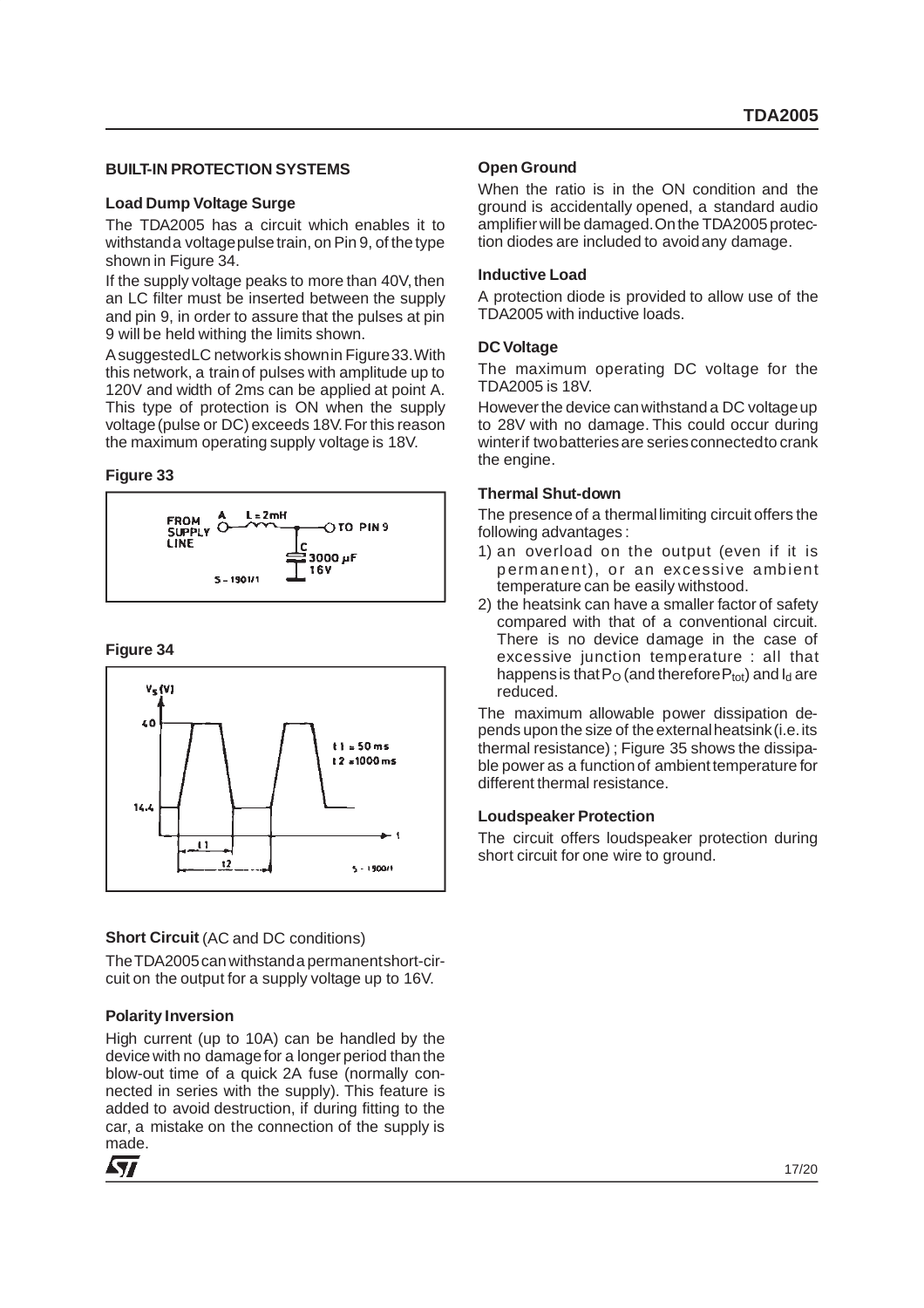## BUILT-IN PROTECTION SYSTEMS

### Load Dump Voltage Surge

The TDA2005 has a circuit which enables it to withstand a voltage pulse train, on Pin 9, of the type shown in Figure 34.

If the supply voltage peaks to more than 40V, then an LC filter must be inserted between the supply and pin 9, in order to assure that the pulses at pin 9 will be held withing the limits shown.

A suggested LC network is shown in Figure 33. With this network, a train of pulses with amplitude up to 120V and width of 2ms can be applied at point A. This type of protection is ON when the supply voltage (pulse or DC) exceeds 18V. For this reason the maximum operating supply voltage is 18V.

**Figure 33**

**Figure 34**

### Short Circuit (AC and DC conditions)

The TDA2005 can withstand a permanent short-circuit on the output for a supply voltage up to 16V.

### Polarity Inversion

High current (up to 10A) can be handled by the device with no damage for a longer period than the blow-out time of a quick 2A fuse (normally connected in series with the supply). This feature is added to avoid destruction, if during fitting to the car, a mistake on the connection of the supply is made.

### Open Ground

When the ratio is in the ON condition and the ground is accidentally opened, a standard audio amplifier will be damaged. On the TDA2005 protection diodes are included to avoid any damage.

### Inductive Load

A protection diode is provided to allow use of the TDA2005 with inductive loads.

### DC Voltage

The maximum operating DC voltage for the TDA2005 is 18V.

However the device can withstand a DC voltage up to 28V with no damage. This could occur during winter if two batteries are series connected to crank the engine.

### Thermal Shut-down

The presence of a thermal limiting circuit offers the following advantages :

1) an overload on the output (even if it is permanent), or an excessive ambient temperature can be easily withstood.
2) the heatsink can have a smaller factor of safety compared with that of a conventional circuit. There is no device damage in the case of excessive junction temperature : all that happens is that $P_O$ (and therefore $P_{tot}$) and $I_d$ are reduced.

The maximum allowable power dissipation depends upon the size of the external heatsink (i.e. its thermal resistance) ; Figure 35 shows the dissipable power as a function of ambient temperature for different thermal resistance.

### Loudspeaker Protection

The circuit offers loudspeaker protection during short circuit for one wire to ground.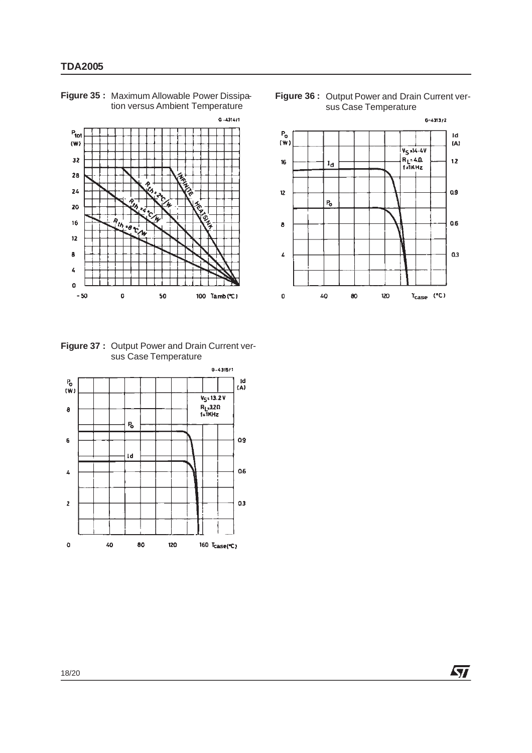**Figure 35 :** Maximum Allowable Power Dissipation versus Ambient Temperature

**Figure 36 :** Output Power and Drain Current versus Case Temperature

**Figure 37 :** Output Power and Drain Current versus Case Temperature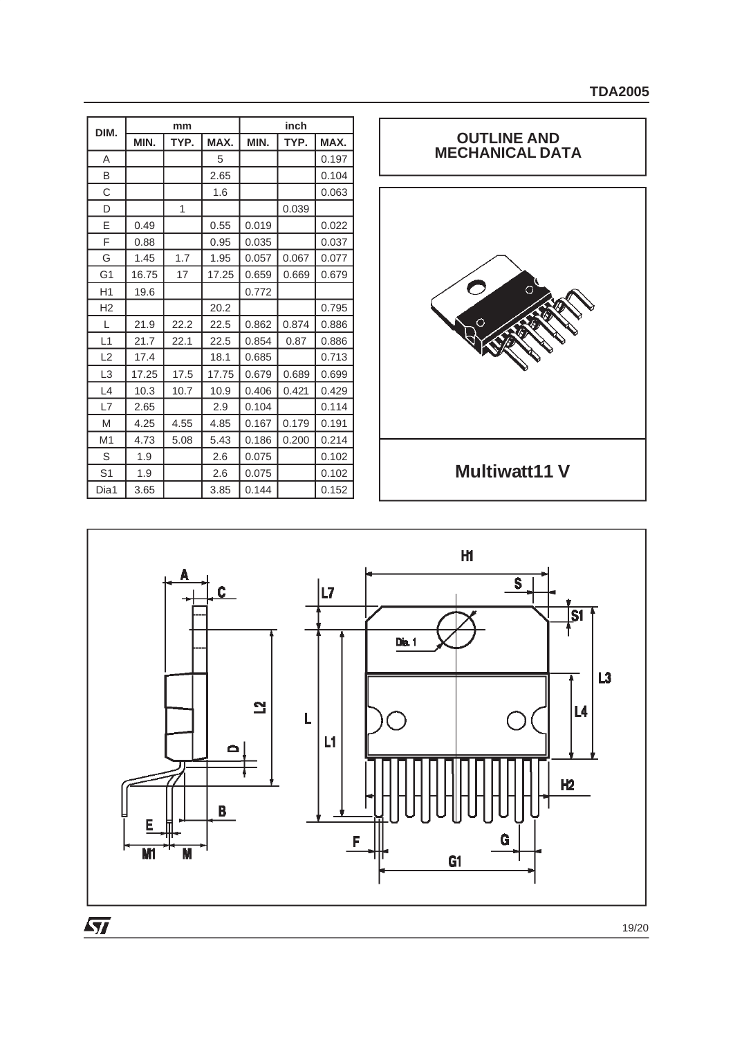| DIM. | mm | | | inch | | |
|---|---|---|---|---|---|---|
| | MIN. | TYP. | MAX. | MIN. | TYP. | MAX. |
| A | | | 5 | | | 0.197 |
| B | | | 2.65 | | | 0.104 |
| C | | | 1.6 | | | 0.063 |
| D | | 1 | | | 0.039 | |
| E | 0.49 | | 0.55 | 0.019 | | 0.022 |
| F | 0.88 | | 0.95 | 0.035 | | 0.037 |
| G | 1.45 | 1.7 | 1.95 | 0.057 | 0.067 | 0.077 |
| G1 | 16.75 | 17 | 17.25 | 0.659 | 0.669 | 0.679 |
| H1 | 19.6 | | | 0.772 | | |
| H2 | | | 20.2 | | | 0.795 |
| L | 21.9 | 22.2 | 22.5 | 0.862 | 0.874 | 0.886 |
| L1 | 21.7 | 22.1 | 22.5 | 0.854 | 0.87 | 0.886 |
| L2 | 17.4 | | 18.1 | 0.685 | | 0.713 |
| L3 | 17.25 | 17.5 | 17.75 | 0.679 | 0.689 | 0.699 |
| L4 | 10.3 | 10.7 | 10.9 | 0.406 | 0.421 | 0.429 |
| L7 | 2.65 | | 2.9 | 0.104 | | 0.114 |
| M | 4.25 | 4.55 | 4.85 | 0.167 | 0.179 | 0.191 |
| M1 | 4.73 | 5.08 | 5.43 | 0.186 | 0.200 | 0.214 |
| S | 1.9 | | 2.6 | 0.075 | | 0.102 |
| S1 | 1.9 | | 2.6 | 0.075 | | 0.102 |
| Dia1 | 3.65 | | 3.85 | 0.144 | | 0.152 |

## OUTLINE AND MECHANICAL DATA

**Multiwatt11 V**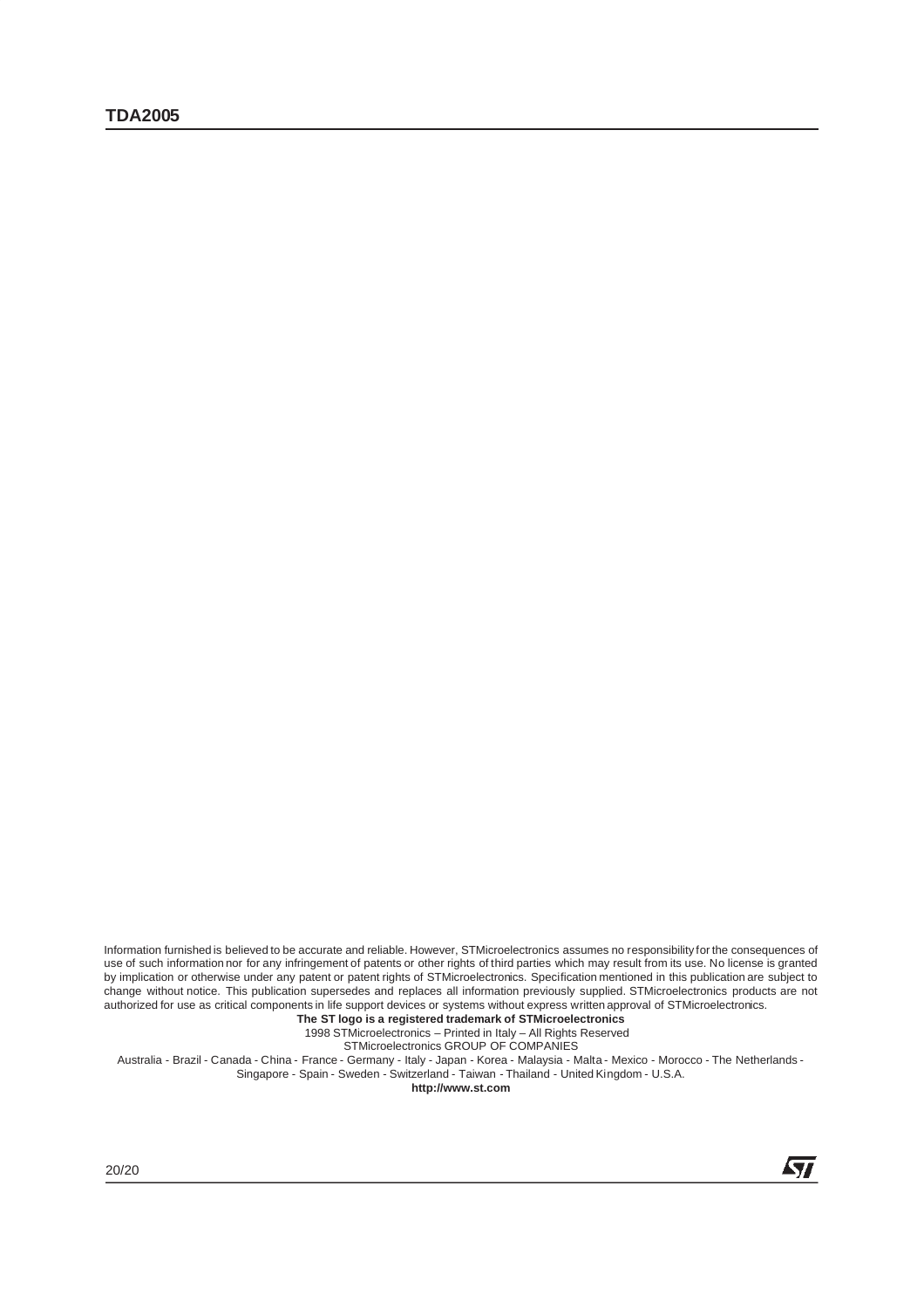Information furnished is believed to be accurate and reliable. However, STMicroelectronics assumes no responsibility for the consequences of use of such information nor for any infringement of patents or other rights of third parties which may result from its use. No license is granted by implication or otherwise under any patent or patent rights of STMicroelectronics. Specification mentioned in this publication are subject to change without notice. This publication supersedes and replaces all information previously supplied. STMicroelectronics products are not authorized for use as critical components in life support devices or systems without express written approval of STMicroelectronics.

**The ST logo is a registered trademark of STMicroelectronics**

1998 STMicroelectronics – Printed in Italy – All Rights Reserved

STMicroelectronics GROUP OF COMPANIES

Australia - Brazil - Canada - China - France - Germany - Italy - Japan - Korea - Malaysia - Malta - Mexico - Morocco - The Netherlands - Singapore - Spain - Sweden - Switzerland - Taiwan - Thailand - United Kingdom - U.S.A.

**http://www.st.com**